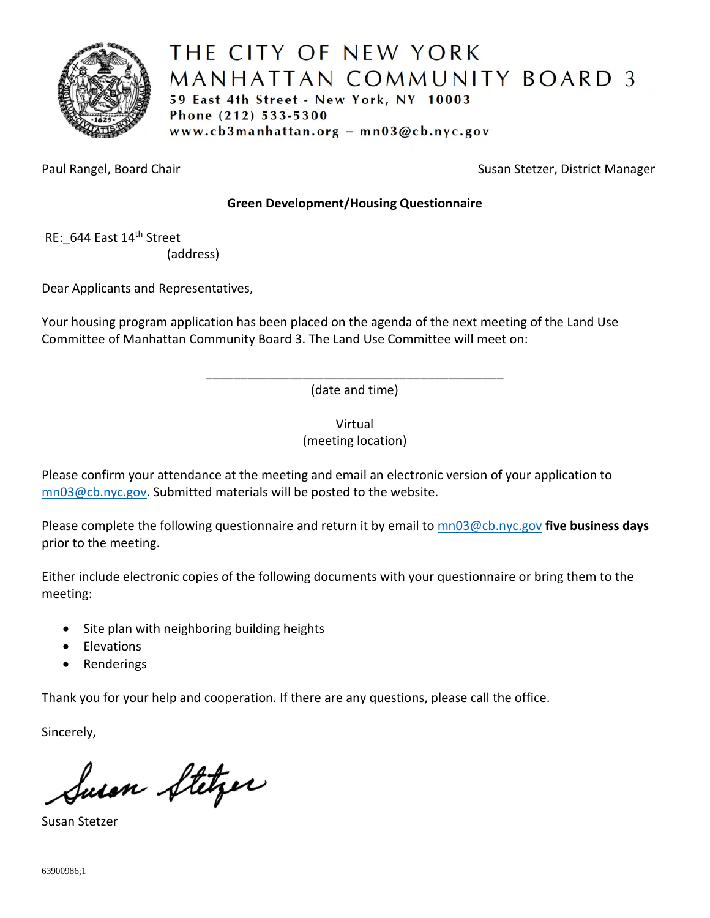# THE CITY OF NEW YORK
# MANHATTAN COMMUNITY BOARD 3

**59 East 4th Street - New York, NY 10003**
**Phone (212) 533-5300**
**www.cb3manhattan.org – mn03@cb.nyc.gov**

Paul Rangel, Board Chair

Susan Stetzer, District Manager

**Green Development/Housing Questionnaire**

RE:_644 East 14th Street
(address)

Dear Applicants and Representatives,

Your housing program application has been placed on the agenda of the next meeting of the Land Use Committee of Manhattan Community Board 3. The Land Use Committee will meet on:

_____________________________________________
(date and time)

Virtual
(meeting location)

Please confirm your attendance at the meeting and email an electronic version of your application to mn03@cb.nyc.gov. Submitted materials will be posted to the website.

Please complete the following questionnaire and return it by email to mn03@cb.nyc.gov **five business days** prior to the meeting.

Either include electronic copies of the following documents with your questionnaire or bring them to the meeting:

- Site plan with neighboring building heights
- Elevations
- Renderings

Thank you for your help and cooperation. If there are any questions, please call the office.

Sincerely,

Susan Stetzer

Susan Stetzer

63900986;1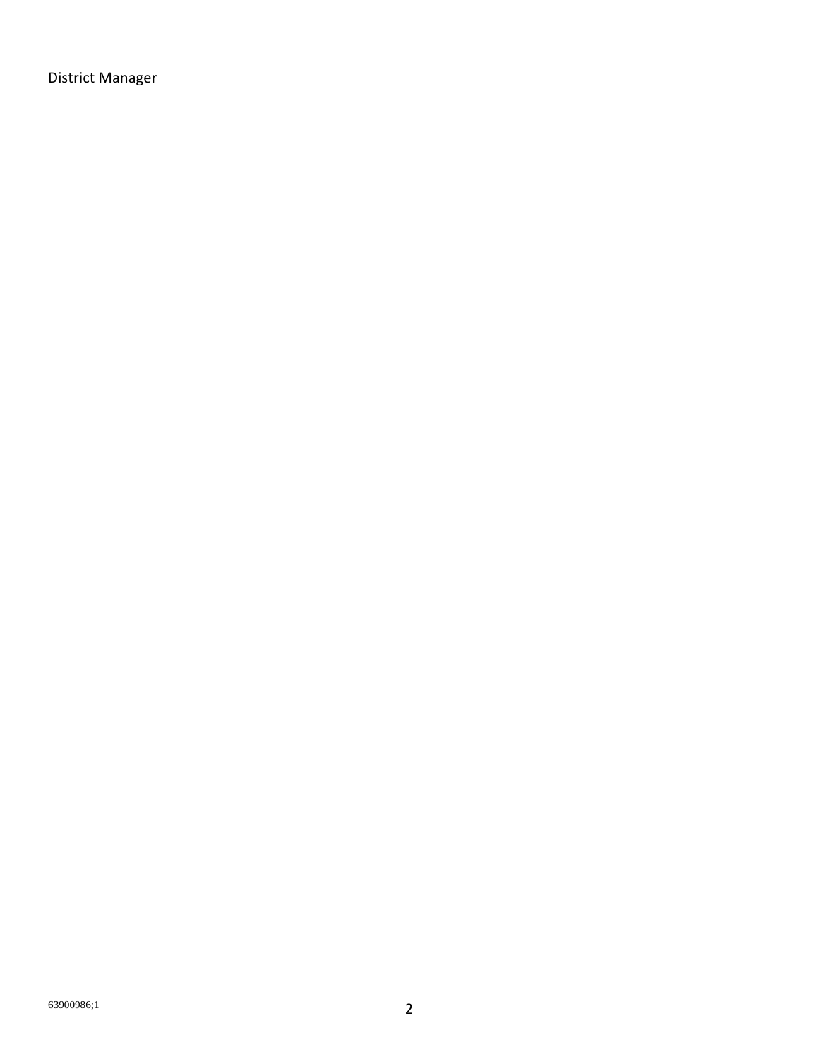District Manager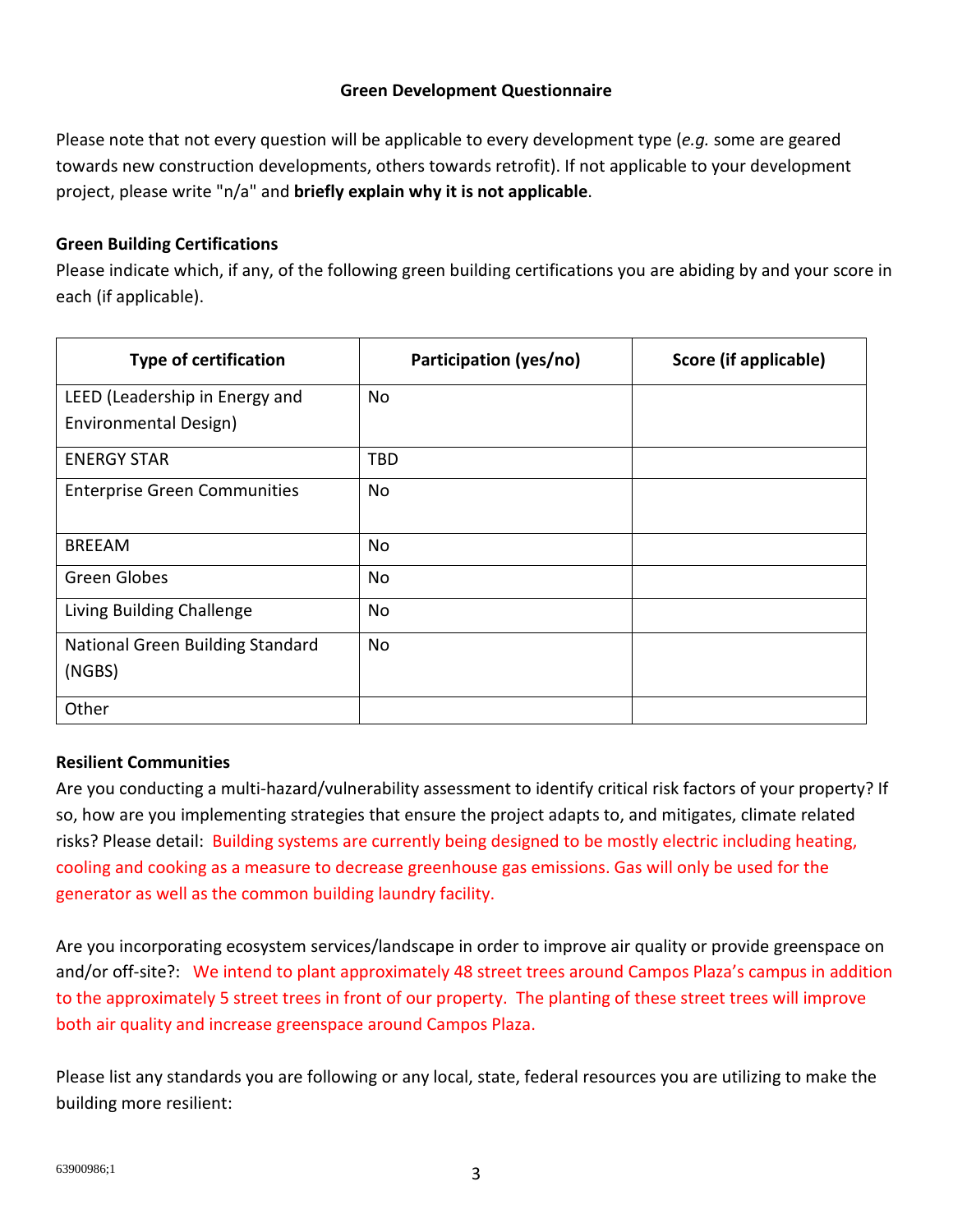**Green Development Questionnaire**

Please note that not every question will be applicable to every development type (*e.g.* some are geared towards new construction developments, others towards retrofit). If not applicable to your development project, please write "n/a" and **briefly explain why it is not applicable**.

**Green Building Certifications**

Please indicate which, if any, of the following green building certifications you are abiding by and your score in each (if applicable).

| Type of certification | Participation (yes/no) | Score (if applicable) |
|---|---|---|
| LEED (Leadership in Energy and Environmental Design) | No | |
| ENERGY STAR | TBD | |
| Enterprise Green Communities | No | |
| BREEAM | No | |
| Green Globes | No | |
| Living Building Challenge | No | |
| National Green Building Standard (NGBS) | No | |
| Other | | |

**Resilient Communities**

Are you conducting a multi-hazard/vulnerability assessment to identify critical risk factors of your property? If so, how are you implementing strategies that ensure the project adapts to, and mitigates, climate related risks? Please detail: Building systems are currently being designed to be mostly electric including heating, cooling and cooking as a measure to decrease greenhouse gas emissions. Gas will only be used for the generator as well as the common building laundry facility.

Are you incorporating ecosystem services/landscape in order to improve air quality or provide greenspace on and/or off-site?: We intend to plant approximately 48 street trees around Campos Plaza's campus in addition to the approximately 5 street trees in front of our property. The planting of these street trees will improve both air quality and increase greenspace around Campos Plaza.

Please list any standards you are following or any local, state, federal resources you are utilizing to make the building more resilient: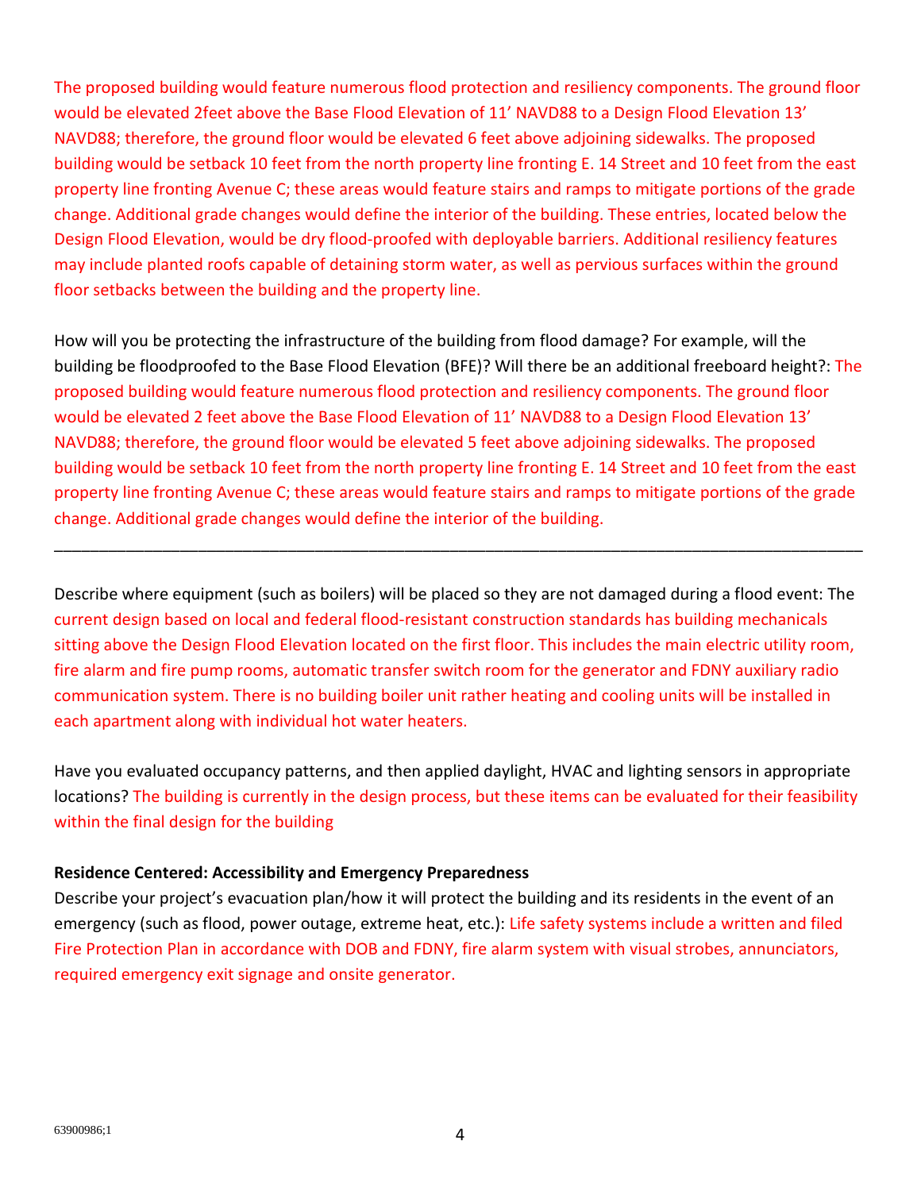The proposed building would feature numerous flood protection and resiliency components. The ground floor would be elevated 2feet above the Base Flood Elevation of 11' NAVD88 to a Design Flood Elevation 13' NAVD88; therefore, the ground floor would be elevated 6 feet above adjoining sidewalks. The proposed building would be setback 10 feet from the north property line fronting E. 14 Street and 10 feet from the east property line fronting Avenue C; these areas would feature stairs and ramps to mitigate portions of the grade change. Additional grade changes would define the interior of the building. These entries, located below the Design Flood Elevation, would be dry flood-proofed with deployable barriers. Additional resiliency features may include planted roofs capable of detaining storm water, as well as pervious surfaces within the ground floor setbacks between the building and the property line.

How will you be protecting the infrastructure of the building from flood damage? For example, will the building be floodproofed to the Base Flood Elevation (BFE)? Will there be an additional freeboard height?: The proposed building would feature numerous flood protection and resiliency components. The ground floor would be elevated 2 feet above the Base Flood Elevation of 11' NAVD88 to a Design Flood Elevation 13' NAVD88; therefore, the ground floor would be elevated 5 feet above adjoining sidewalks. The proposed building would be setback 10 feet from the north property line fronting E. 14 Street and 10 feet from the east property line fronting Avenue C; these areas would feature stairs and ramps to mitigate portions of the grade change. Additional grade changes would define the interior of the building.

---

Describe where equipment (such as boilers) will be placed so they are not damaged during a flood event: The current design based on local and federal flood-resistant construction standards has building mechanicals sitting above the Design Flood Elevation located on the first floor. This includes the main electric utility room, fire alarm and fire pump rooms, automatic transfer switch room for the generator and FDNY auxiliary radio communication system. There is no building boiler unit rather heating and cooling units will be installed in each apartment along with individual hot water heaters.

Have you evaluated occupancy patterns, and then applied daylight, HVAC and lighting sensors in appropriate locations? The building is currently in the design process, but these items can be evaluated for their feasibility within the final design for the building

**Residence Centered: Accessibility and Emergency Preparedness**

Describe your project's evacuation plan/how it will protect the building and its residents in the event of an emergency (such as flood, power outage, extreme heat, etc.): Life safety systems include a written and filed Fire Protection Plan in accordance with DOB and FDNY, fire alarm system with visual strobes, annunciators, required emergency exit signage and onsite generator.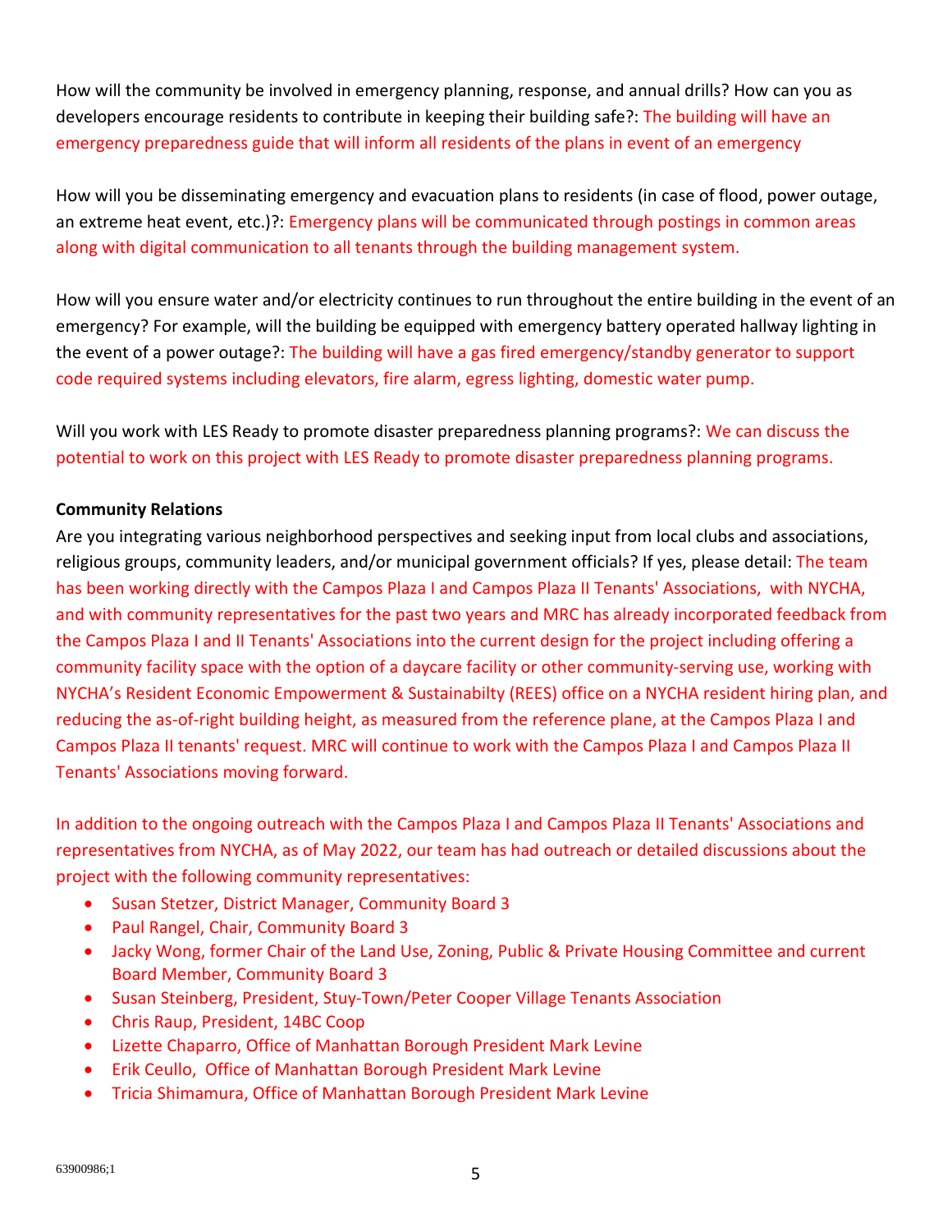How will the community be involved in emergency planning, response, and annual drills? How can you as developers encourage residents to contribute in keeping their building safe?: The building will have an emergency preparedness guide that will inform all residents of the plans in event of an emergency

How will you be disseminating emergency and evacuation plans to residents (in case of flood, power outage, an extreme heat event, etc.)?: Emergency plans will be communicated through postings in common areas along with digital communication to all tenants through the building management system.

How will you ensure water and/or electricity continues to run throughout the entire building in the event of an emergency? For example, will the building be equipped with emergency battery operated hallway lighting in the event of a power outage?: The building will have a gas fired emergency/standby generator to support code required systems including elevators, fire alarm, egress lighting, domestic water pump.

Will you work with LES Ready to promote disaster preparedness planning programs?: We can discuss the potential to work on this project with LES Ready to promote disaster preparedness planning programs.

**Community Relations**

Are you integrating various neighborhood perspectives and seeking input from local clubs and associations, religious groups, community leaders, and/or municipal government officials? If yes, please detail: The team has been working directly with the Campos Plaza I and Campos Plaza II Tenants' Associations, with NYCHA, and with community representatives for the past two years and MRC has already incorporated feedback from the Campos Plaza I and II Tenants' Associations into the current design for the project including offering a community facility space with the option of a daycare facility or other community-serving use, working with NYCHA's Resident Economic Empowerment & Sustainabilty (REES) office on a NYCHA resident hiring plan, and reducing the as-of-right building height, as measured from the reference plane, at the Campos Plaza I and Campos Plaza II tenants' request. MRC will continue to work with the Campos Plaza I and Campos Plaza II Tenants' Associations moving forward.

In addition to the ongoing outreach with the Campos Plaza I and Campos Plaza II Tenants' Associations and representatives from NYCHA, as of May 2022, our team has had outreach or detailed discussions about the project with the following community representatives:

- Susan Stetzer, District Manager, Community Board 3
- Paul Rangel, Chair, Community Board 3
- Jacky Wong, former Chair of the Land Use, Zoning, Public & Private Housing Committee and current Board Member, Community Board 3
- Susan Steinberg, President, Stuy-Town/Peter Cooper Village Tenants Association
- Chris Raup, President, 14BC Coop
- Lizette Chaparro, Office of Manhattan Borough President Mark Levine
- Erik Ceullo, Office of Manhattan Borough President Mark Levine
- Tricia Shimamura, Office of Manhattan Borough President Mark Levine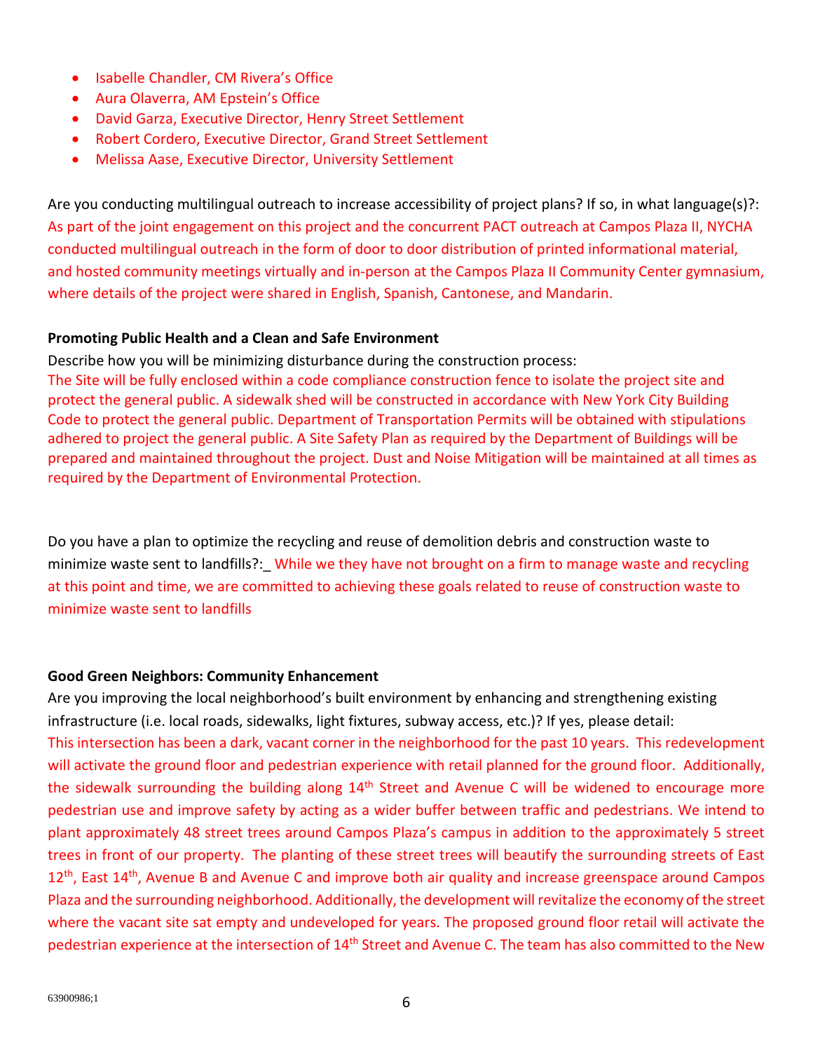- Isabelle Chandler, CM Rivera's Office
- Aura Olaverra, AM Epstein's Office
- David Garza, Executive Director, Henry Street Settlement
- Robert Cordero, Executive Director, Grand Street Settlement
- Melissa Aase, Executive Director, University Settlement

Are you conducting multilingual outreach to increase accessibility of project plans? If so, in what language(s)?: As part of the joint engagement on this project and the concurrent PACT outreach at Campos Plaza II, NYCHA conducted multilingual outreach in the form of door to door distribution of printed informational material, and hosted community meetings virtually and in-person at the Campos Plaza II Community Center gymnasium, where details of the project were shared in English, Spanish, Cantonese, and Mandarin.

**Promoting Public Health and a Clean and Safe Environment**

Describe how you will be minimizing disturbance during the construction process:
The Site will be fully enclosed within a code compliance construction fence to isolate the project site and protect the general public. A sidewalk shed will be constructed in accordance with New York City Building Code to protect the general public. Department of Transportation Permits will be obtained with stipulations adhered to project the general public. A Site Safety Plan as required by the Department of Buildings will be prepared and maintained throughout the project. Dust and Noise Mitigation will be maintained at all times as required by the Department of Environmental Protection.

Do you have a plan to optimize the recycling and reuse of demolition debris and construction waste to minimize waste sent to landfills?:_ While we they have not brought on a firm to manage waste and recycling at this point and time, we are committed to achieving these goals related to reuse of construction waste to minimize waste sent to landfills

**Good Green Neighbors: Community Enhancement**

Are you improving the local neighborhood's built environment by enhancing and strengthening existing infrastructure (i.e. local roads, sidewalks, light fixtures, subway access, etc.)? If yes, please detail:
This intersection has been a dark, vacant corner in the neighborhood for the past 10 years. This redevelopment will activate the ground floor and pedestrian experience with retail planned for the ground floor. Additionally, the sidewalk surrounding the building along 14th Street and Avenue C will be widened to encourage more pedestrian use and improve safety by acting as a wider buffer between traffic and pedestrians. We intend to plant approximately 48 street trees around Campos Plaza's campus in addition to the approximately 5 street trees in front of our property. The planting of these street trees will beautify the surrounding streets of East 12th, East 14th, Avenue B and Avenue C and improve both air quality and increase greenspace around Campos Plaza and the surrounding neighborhood. Additionally, the development will revitalize the economy of the street where the vacant site sat empty and undeveloped for years. The proposed ground floor retail will activate the pedestrian experience at the intersection of 14th Street and Avenue C. The team has also committed to the New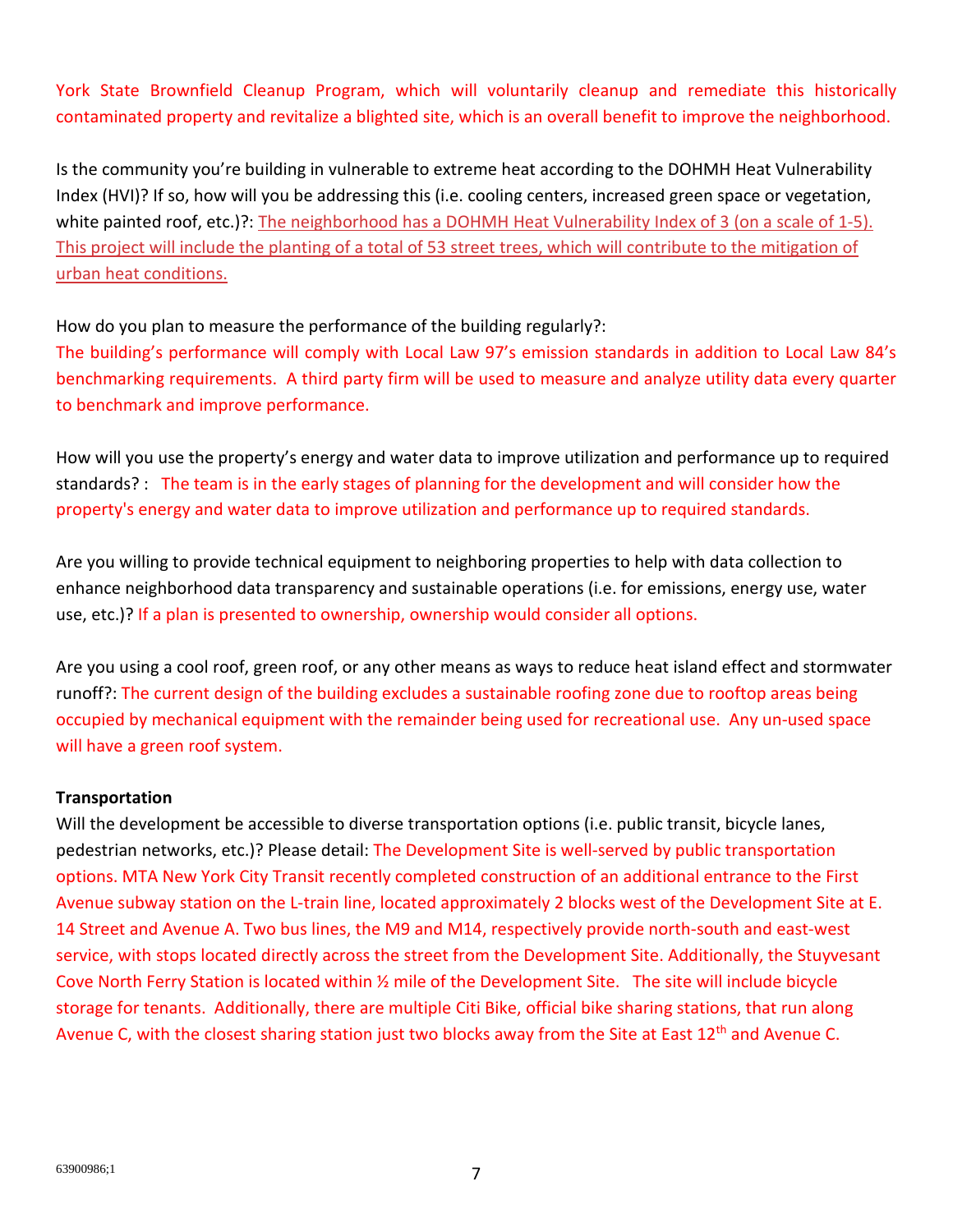York State Brownfield Cleanup Program, which will voluntarily cleanup and remediate this historically contaminated property and revitalize a blighted site, which is an overall benefit to improve the neighborhood.

Is the community you're building in vulnerable to extreme heat according to the DOHMH Heat Vulnerability Index (HVI)? If so, how will you be addressing this (i.e. cooling centers, increased green space or vegetation, white painted roof, etc.)?: The neighborhood has a DOHMH Heat Vulnerability Index of 3 (on a scale of 1-5). This project will include the planting of a total of 53 street trees, which will contribute to the mitigation of urban heat conditions.

How do you plan to measure the performance of the building regularly?:
The building's performance will comply with Local Law 97's emission standards in addition to Local Law 84's benchmarking requirements. A third party firm will be used to measure and analyze utility data every quarter to benchmark and improve performance.

How will you use the property's energy and water data to improve utilization and performance up to required standards? : The team is in the early stages of planning for the development and will consider how the property's energy and water data to improve utilization and performance up to required standards.

Are you willing to provide technical equipment to neighboring properties to help with data collection to enhance neighborhood data transparency and sustainable operations (i.e. for emissions, energy use, water use, etc.)? If a plan is presented to ownership, ownership would consider all options.

Are you using a cool roof, green roof, or any other means as ways to reduce heat island effect and stormwater runoff?: The current design of the building excludes a sustainable roofing zone due to rooftop areas being occupied by mechanical equipment with the remainder being used for recreational use. Any un-used space will have a green roof system.

**Transportation**

Will the development be accessible to diverse transportation options (i.e. public transit, bicycle lanes, pedestrian networks, etc.)? Please detail: The Development Site is well-served by public transportation options. MTA New York City Transit recently completed construction of an additional entrance to the First Avenue subway station on the L-train line, located approximately 2 blocks west of the Development Site at E. 14 Street and Avenue A. Two bus lines, the M9 and M14, respectively provide north-south and east-west service, with stops located directly across the street from the Development Site. Additionally, the Stuyvesant Cove North Ferry Station is located within ½ mile of the Development Site. The site will include bicycle storage for tenants. Additionally, there are multiple Citi Bike, official bike sharing stations, that run along Avenue C, with the closest sharing station just two blocks away from the Site at East 12th and Avenue C.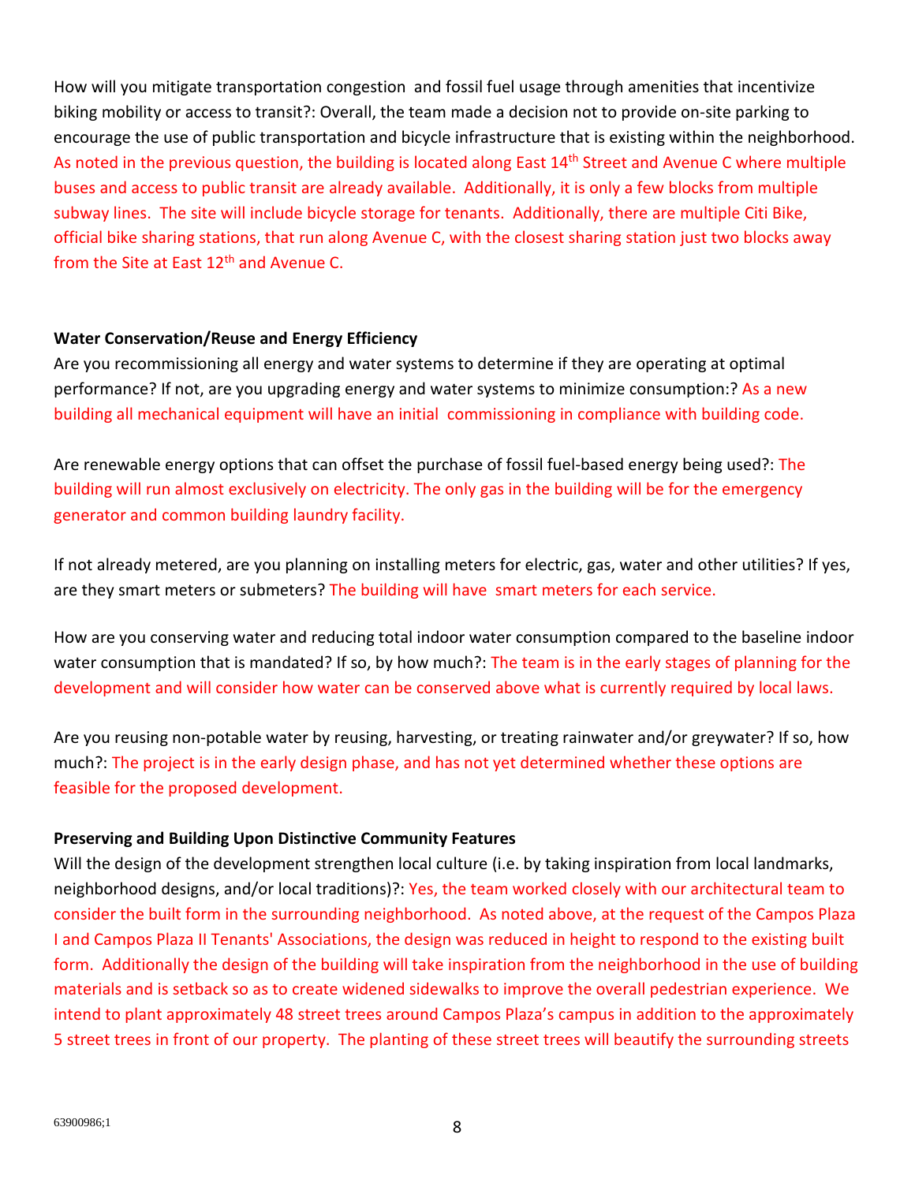How will you mitigate transportation congestion and fossil fuel usage through amenities that incentivize biking mobility or access to transit?: Overall, the team made a decision not to provide on-site parking to encourage the use of public transportation and bicycle infrastructure that is existing within the neighborhood. As noted in the previous question, the building is located along East 14th Street and Avenue C where multiple buses and access to public transit are already available. Additionally, it is only a few blocks from multiple subway lines. The site will include bicycle storage for tenants. Additionally, there are multiple Citi Bike, official bike sharing stations, that run along Avenue C, with the closest sharing station just two blocks away from the Site at East 12th and Avenue C.

**Water Conservation/Reuse and Energy Efficiency**

Are you recommissioning all energy and water systems to determine if they are operating at optimal performance? If not, are you upgrading energy and water systems to minimize consumption:? As a new building all mechanical equipment will have an initial commissioning in compliance with building code.

Are renewable energy options that can offset the purchase of fossil fuel-based energy being used?: The building will run almost exclusively on electricity. The only gas in the building will be for the emergency generator and common building laundry facility.

If not already metered, are you planning on installing meters for electric, gas, water and other utilities? If yes, are they smart meters or submeters? The building will have smart meters for each service.

How are you conserving water and reducing total indoor water consumption compared to the baseline indoor water consumption that is mandated? If so, by how much?: The team is in the early stages of planning for the development and will consider how water can be conserved above what is currently required by local laws.

Are you reusing non-potable water by reusing, harvesting, or treating rainwater and/or greywater? If so, how much?: The project is in the early design phase, and has not yet determined whether these options are feasible for the proposed development.

**Preserving and Building Upon Distinctive Community Features**

Will the design of the development strengthen local culture (i.e. by taking inspiration from local landmarks, neighborhood designs, and/or local traditions)?: Yes, the team worked closely with our architectural team to consider the built form in the surrounding neighborhood. As noted above, at the request of the Campos Plaza I and Campos Plaza II Tenants' Associations, the design was reduced in height to respond to the existing built form. Additionally the design of the building will take inspiration from the neighborhood in the use of building materials and is setback so as to create widened sidewalks to improve the overall pedestrian experience. We intend to plant approximately 48 street trees around Campos Plaza's campus in addition to the approximately 5 street trees in front of our property. The planting of these street trees will beautify the surrounding streets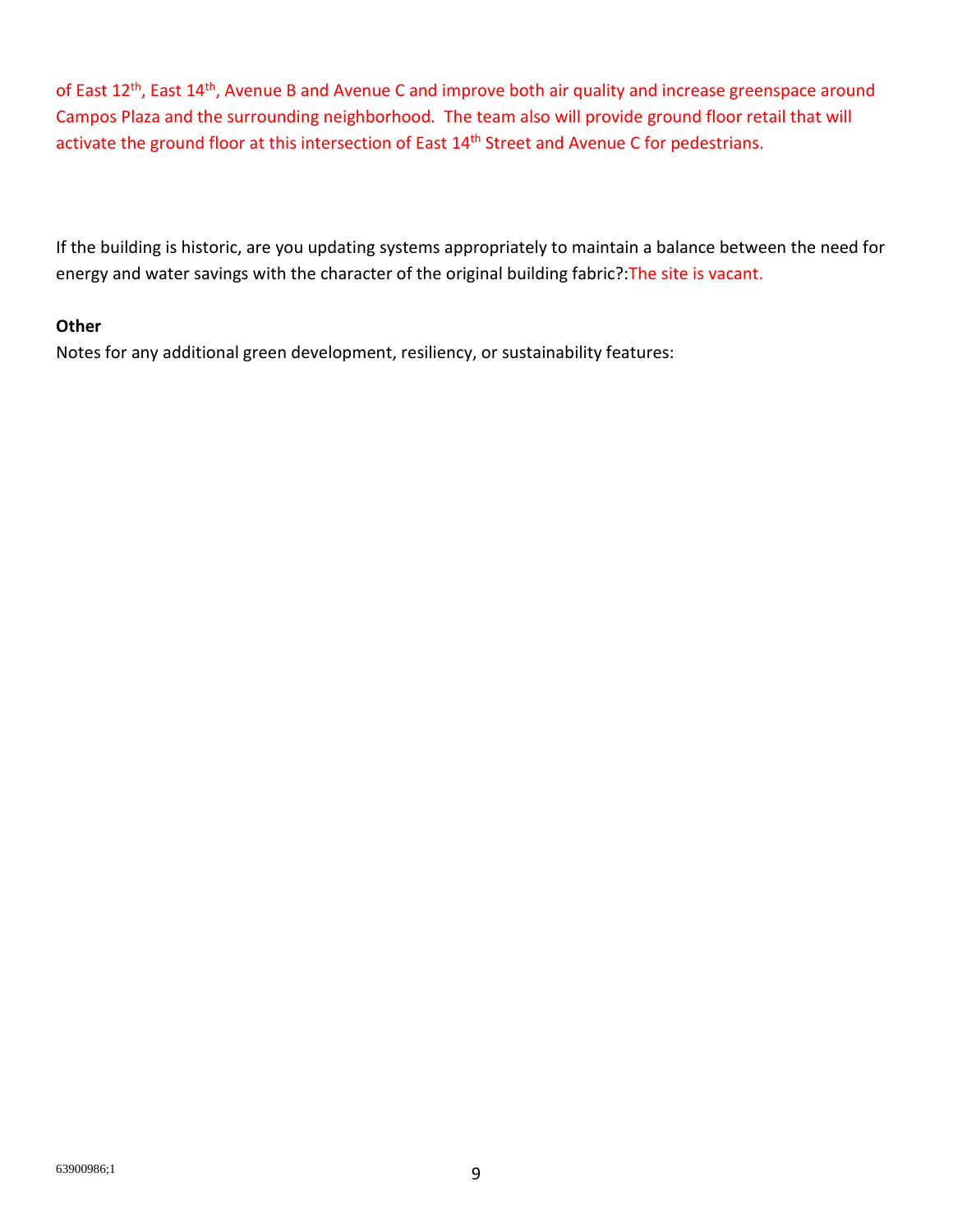of East 12th, East 14th, Avenue B and Avenue C and improve both air quality and increase greenspace around Campos Plaza and the surrounding neighborhood. The team also will provide ground floor retail that will activate the ground floor at this intersection of East 14th Street and Avenue C for pedestrians.

If the building is historic, are you updating systems appropriately to maintain a balance between the need for energy and water savings with the character of the original building fabric?:The site is vacant.

**Other**

Notes for any additional green development, resiliency, or sustainability features:

63900986;1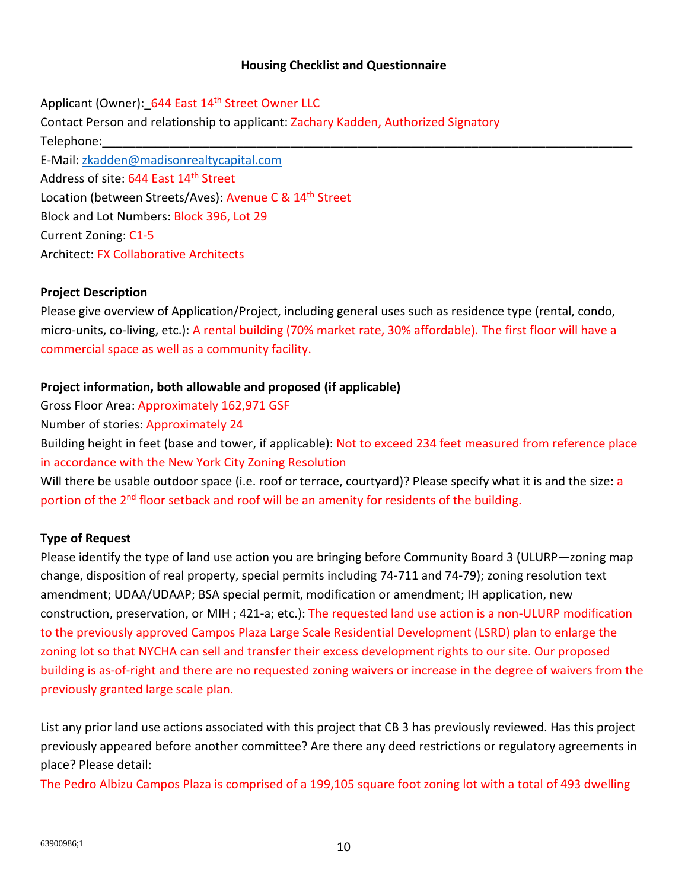**Housing Checklist and Questionnaire**

Applicant (Owner): 644 East 14th Street Owner LLC
Contact Person and relationship to applicant: Zachary Kadden, Authorized Signatory
Telephone:_______________________________________________
E-Mail: zkadden@madisonrealtycapital.com
Address of site: 644 East 14th Street
Location (between Streets/Aves): Avenue C & 14th Street
Block and Lot Numbers: Block 396, Lot 29
Current Zoning: C1-5
Architect: FX Collaborative Architects

**Project Description**

Please give overview of Application/Project, including general uses such as residence type (rental, condo, micro-units, co-living, etc.): A rental building (70% market rate, 30% affordable). The first floor will have a commercial space as well as a community facility.

**Project information, both allowable and proposed (if applicable)**

Gross Floor Area: Approximately 162,971 GSF
Number of stories: Approximately 24
Building height in feet (base and tower, if applicable): Not to exceed 234 feet measured from reference place in accordance with the New York City Zoning Resolution
Will there be usable outdoor space (i.e. roof or terrace, courtyard)? Please specify what it is and the size: a portion of the 2nd floor setback and roof will be an amenity for residents of the building.

**Type of Request**

Please identify the type of land use action you are bringing before Community Board 3 (ULURP—zoning map change, disposition of real property, special permits including 74-711 and 74-79); zoning resolution text amendment; UDAA/UDAAP; BSA special permit, modification or amendment; IH application, new construction, preservation, or MIH ; 421-a; etc.): The requested land use action is a non-ULURP modification to the previously approved Campos Plaza Large Scale Residential Development (LSRD) plan to enlarge the zoning lot so that NYCHA can sell and transfer their excess development rights to our site. Our proposed building is as-of-right and there are no requested zoning waivers or increase in the degree of waivers from the previously granted large scale plan.

List any prior land use actions associated with this project that CB 3 has previously reviewed. Has this project previously appeared before another committee? Are there any deed restrictions or regulatory agreements in place? Please detail:

The Pedro Albizu Campos Plaza is comprised of a 199,105 square foot zoning lot with a total of 493 dwelling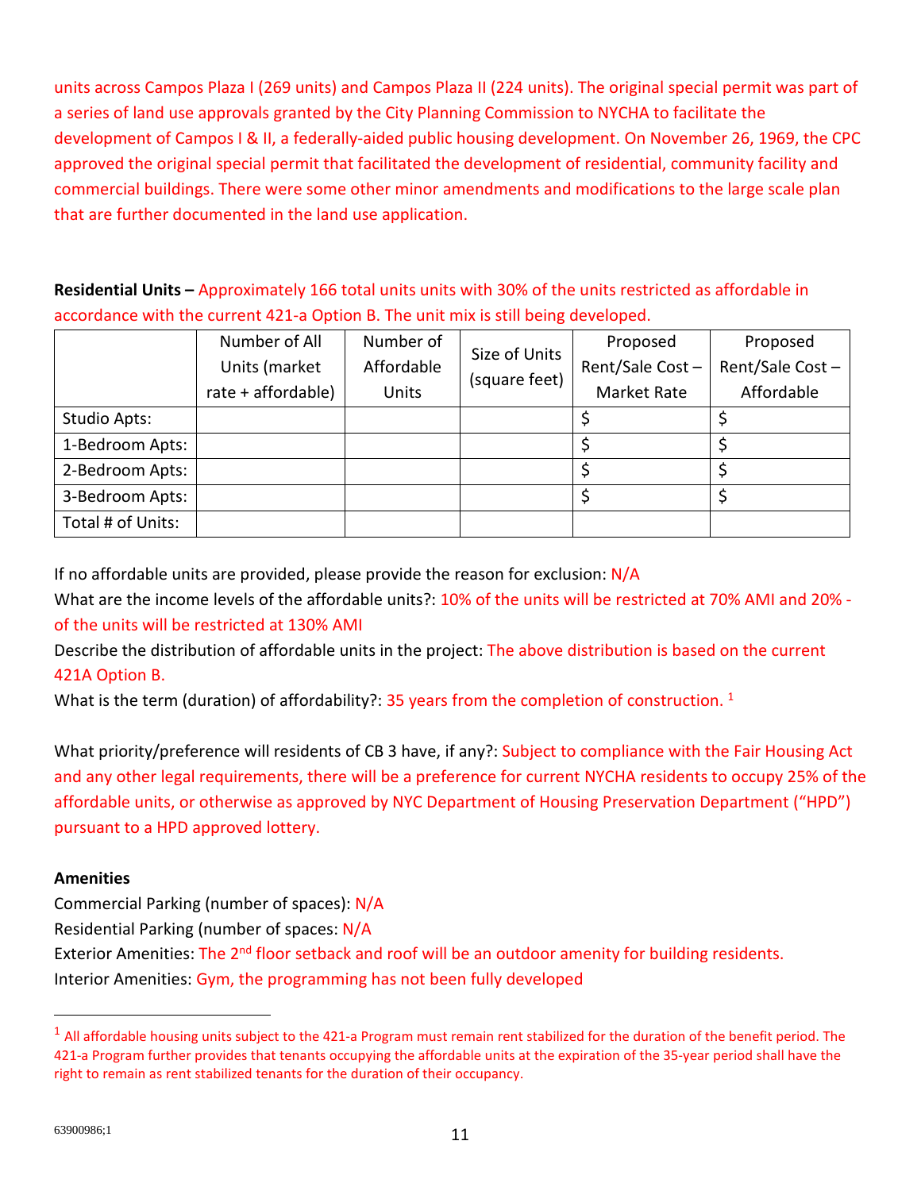units across Campos Plaza I (269 units) and Campos Plaza II (224 units). The original special permit was part of a series of land use approvals granted by the City Planning Commission to NYCHA to facilitate the development of Campos I & II, a federally-aided public housing development. On November 26, 1969, the CPC approved the original special permit that facilitated the development of residential, community facility and commercial buildings. There were some other minor amendments and modifications to the large scale plan that are further documented in the land use application.

**Residential Units –** Approximately 166 total units units with 30% of the units restricted as affordable in accordance with the current 421-a Option B. The unit mix is still being developed.

| | Number of All Units (market rate + affordable) | Number of Affordable Units | Size of Units (square feet) | Proposed Rent/Sale Cost – Market Rate | Proposed Rent/Sale Cost – Affordable |
|---|---|---|---|---|---|
| Studio Apts: | | | | $ | $ |
| 1-Bedroom Apts: | | | | $ | $ |
| 2-Bedroom Apts: | | | | $ | $ |
| 3-Bedroom Apts: | | | | $ | $ |
| Total # of Units: | | | | | |

If no affordable units are provided, please provide the reason for exclusion: N/A

What are the income levels of the affordable units?: 10% of the units will be restricted at 70% AMI and 20% - of the units will be restricted at 130% AMI

Describe the distribution of affordable units in the project: The above distribution is based on the current 421A Option B.

What is the term (duration) of affordability?: 35 years from the completion of construction. [1]

What priority/preference will residents of CB 3 have, if any?: Subject to compliance with the Fair Housing Act and any other legal requirements, there will be a preference for current NYCHA residents to occupy 25% of the affordable units, or otherwise as approved by NYC Department of Housing Preservation Department ("HPD") pursuant to a HPD approved lottery.

**Amenities**

Commercial Parking (number of spaces): N/A

Residential Parking (number of spaces: N/A

Exterior Amenities: The 2nd floor setback and roof will be an outdoor amenity for building residents.

Interior Amenities: Gym, the programming has not been fully developed

[1] All affordable housing units subject to the 421-a Program must remain rent stabilized for the duration of the benefit period. The 421-a Program further provides that tenants occupying the affordable units at the expiration of the 35-year period shall have the right to remain as rent stabilized tenants for the duration of their occupancy.

63900986;1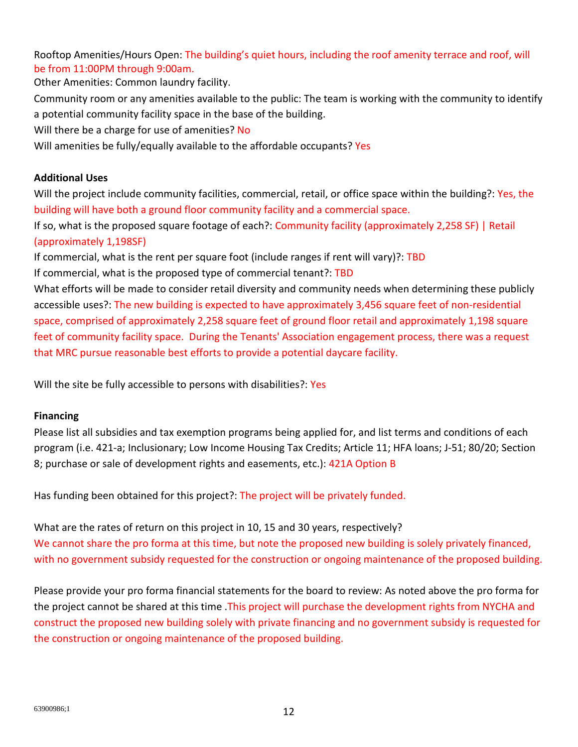Rooftop Amenities/Hours Open: The building's quiet hours, including the roof amenity terrace and roof, will be from 11:00PM through 9:00am.

Other Amenities: Common laundry facility.

Community room or any amenities available to the public: The team is working with the community to identify a potential community facility space in the base of the building.

Will there be a charge for use of amenities? No

Will amenities be fully/equally available to the affordable occupants? Yes

**Additional Uses**

Will the project include community facilities, commercial, retail, or office space within the building?: Yes, the building will have both a ground floor community facility and a commercial space.

If so, what is the proposed square footage of each?: Community facility (approximately 2,258 SF) | Retail (approximately 1,198SF)

If commercial, what is the rent per square foot (include ranges if rent will vary)?: TBD

If commercial, what is the proposed type of commercial tenant?: TBD

What efforts will be made to consider retail diversity and community needs when determining these publicly accessible uses?: The new building is expected to have approximately 3,456 square feet of non-residential space, comprised of approximately 2,258 square feet of ground floor retail and approximately 1,198 square feet of community facility space. During the Tenants' Association engagement process, there was a request that MRC pursue reasonable best efforts to provide a potential daycare facility.

Will the site be fully accessible to persons with disabilities?: Yes

**Financing**

Please list all subsidies and tax exemption programs being applied for, and list terms and conditions of each program (i.e. 421-a; Inclusionary; Low Income Housing Tax Credits; Article 11; HFA loans; J-51; 80/20; Section 8; purchase or sale of development rights and easements, etc.): 421A Option B

Has funding been obtained for this project?: The project will be privately funded.

What are the rates of return on this project in 10, 15 and 30 years, respectively?

We cannot share the pro forma at this time, but note the proposed new building is solely privately financed, with no government subsidy requested for the construction or ongoing maintenance of the proposed building.

Please provide your pro forma financial statements for the board to review: As noted above the pro forma for the project cannot be shared at this time .This project will purchase the development rights from NYCHA and construct the proposed new building solely with private financing and no government subsidy is requested for the construction or ongoing maintenance of the proposed building.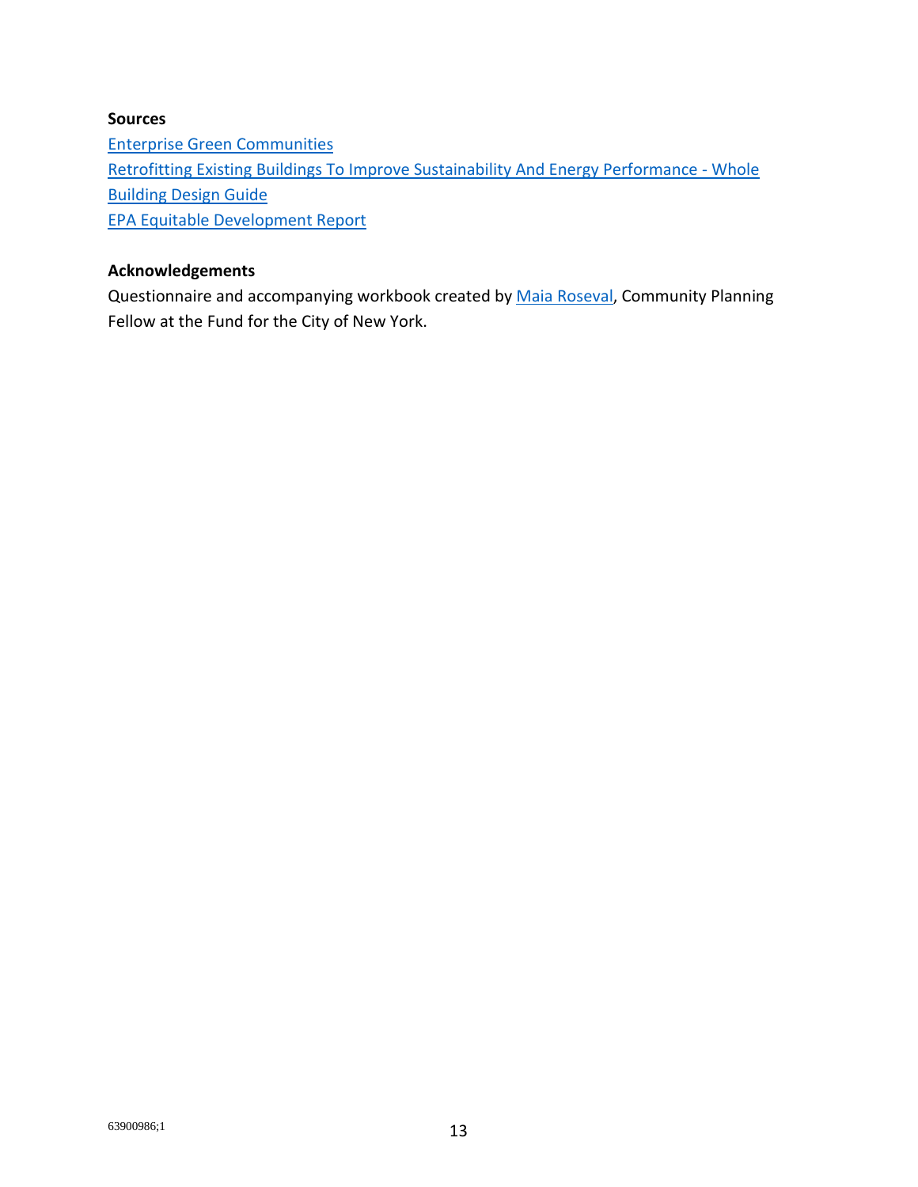**Sources**

Enterprise Green Communities
Retrofitting Existing Buildings To Improve Sustainability And Energy Performance - Whole Building Design Guide
EPA Equitable Development Report

**Acknowledgements**

Questionnaire and accompanying workbook created by Maia Roseval, Community Planning Fellow at the Fund for the City of New York.

63900986;1